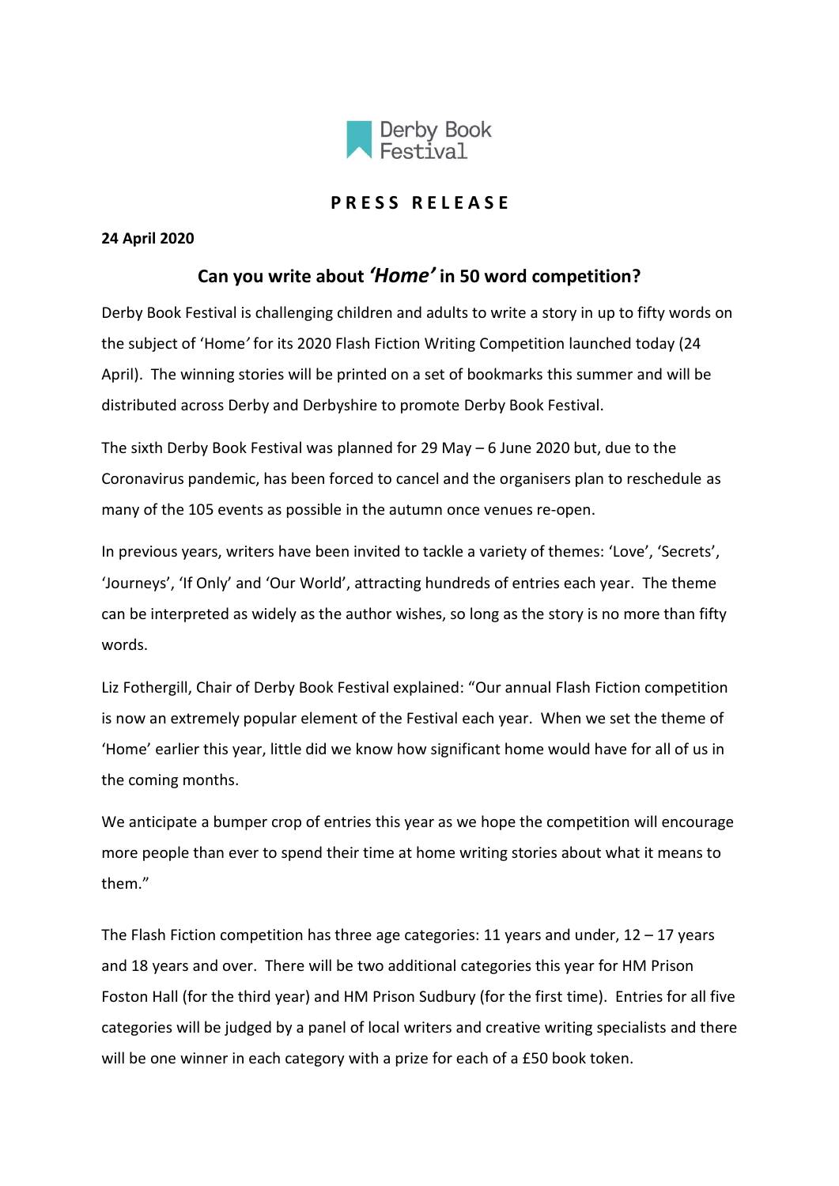Derby Book Festival

**PRESS RELEASE**

**24 April 2020**

## Can you write about *'Home'* in 50 word competition?

Derby Book Festival is challenging children and adults to write a story in up to fifty words on the subject of 'Home*'* for its 2020 Flash Fiction Writing Competition launched today (24 April). The winning stories will be printed on a set of bookmarks this summer and will be distributed across Derby and Derbyshire to promote Derby Book Festival.

The sixth Derby Book Festival was planned for 29 May – 6 June 2020 but, due to the Coronavirus pandemic, has been forced to cancel and the organisers plan to reschedule as many of the 105 events as possible in the autumn once venues re-open.

In previous years, writers have been invited to tackle a variety of themes: 'Love', 'Secrets', 'Journeys', 'If Only' and 'Our World', attracting hundreds of entries each year. The theme can be interpreted as widely as the author wishes, so long as the story is no more than fifty words.

Liz Fothergill, Chair of Derby Book Festival explained: "Our annual Flash Fiction competition is now an extremely popular element of the Festival each year. When we set the theme of 'Home' earlier this year, little did we know how significant home would have for all of us in the coming months.

We anticipate a bumper crop of entries this year as we hope the competition will encourage more people than ever to spend their time at home writing stories about what it means to them."

The Flash Fiction competition has three age categories: 11 years and under, 12 – 17 years and 18 years and over. There will be two additional categories this year for HM Prison Foston Hall (for the third year) and HM Prison Sudbury (for the first time). Entries for all five categories will be judged by a panel of local writers and creative writing specialists and there will be one winner in each category with a prize for each of a £50 book token.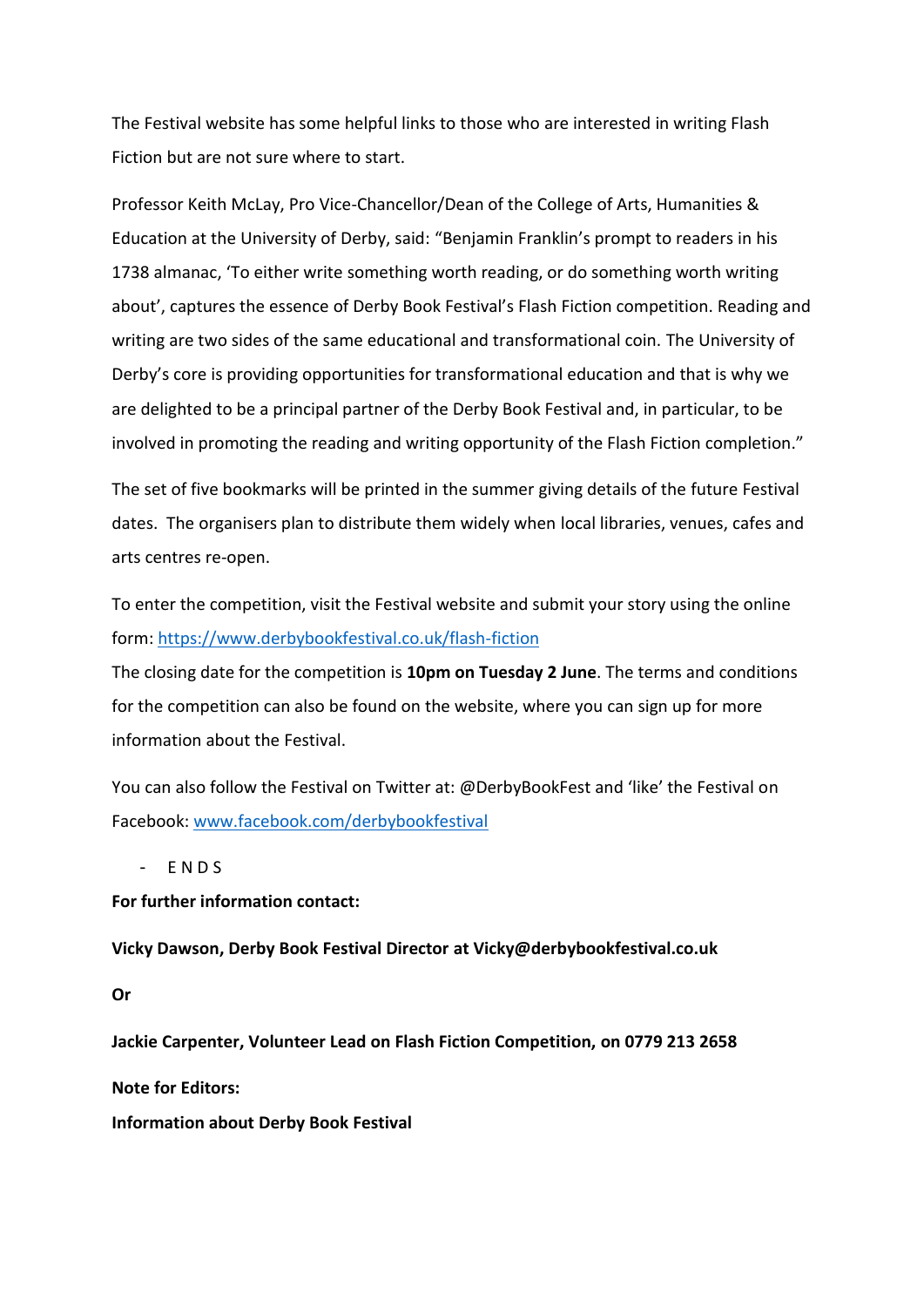The Festival website has some helpful links to those who are interested in writing Flash Fiction but are not sure where to start.

Professor Keith McLay, Pro Vice-Chancellor/Dean of the College of Arts, Humanities & Education at the University of Derby, said: "Benjamin Franklin's prompt to readers in his 1738 almanac, 'To either write something worth reading, or do something worth writing about', captures the essence of Derby Book Festival's Flash Fiction competition. Reading and writing are two sides of the same educational and transformational coin. The University of Derby's core is providing opportunities for transformational education and that is why we are delighted to be a principal partner of the Derby Book Festival and, in particular, to be involved in promoting the reading and writing opportunity of the Flash Fiction completion."

The set of five bookmarks will be printed in the summer giving details of the future Festival dates. The organisers plan to distribute them widely when local libraries, venues, cafes and arts centres re-open.

To enter the competition, visit the Festival website and submit your story using the online form: [https://www.derbybookfestival.co.uk/flash-fiction](https://www.derbybookfestival.co.uk/flash-fiction)
The closing date for the competition is **10pm on Tuesday 2 June**. The terms and conditions for the competition can also be found on the website, where you can sign up for more information about the Festival.

You can also follow the Festival on Twitter at: @DerbyBookFest and 'like' the Festival on Facebook: [www.facebook.com/derbybookfestival](www.facebook.com/derbybookfestival)

- E N D S

**For further information contact:**

**Vicky Dawson, Derby Book Festival Director at Vicky@derbybookfestival.co.uk**

**Or**

**Jackie Carpenter, Volunteer Lead on Flash Fiction Competition, on 0779 213 2658**

**Note for Editors:**

**Information about Derby Book Festival**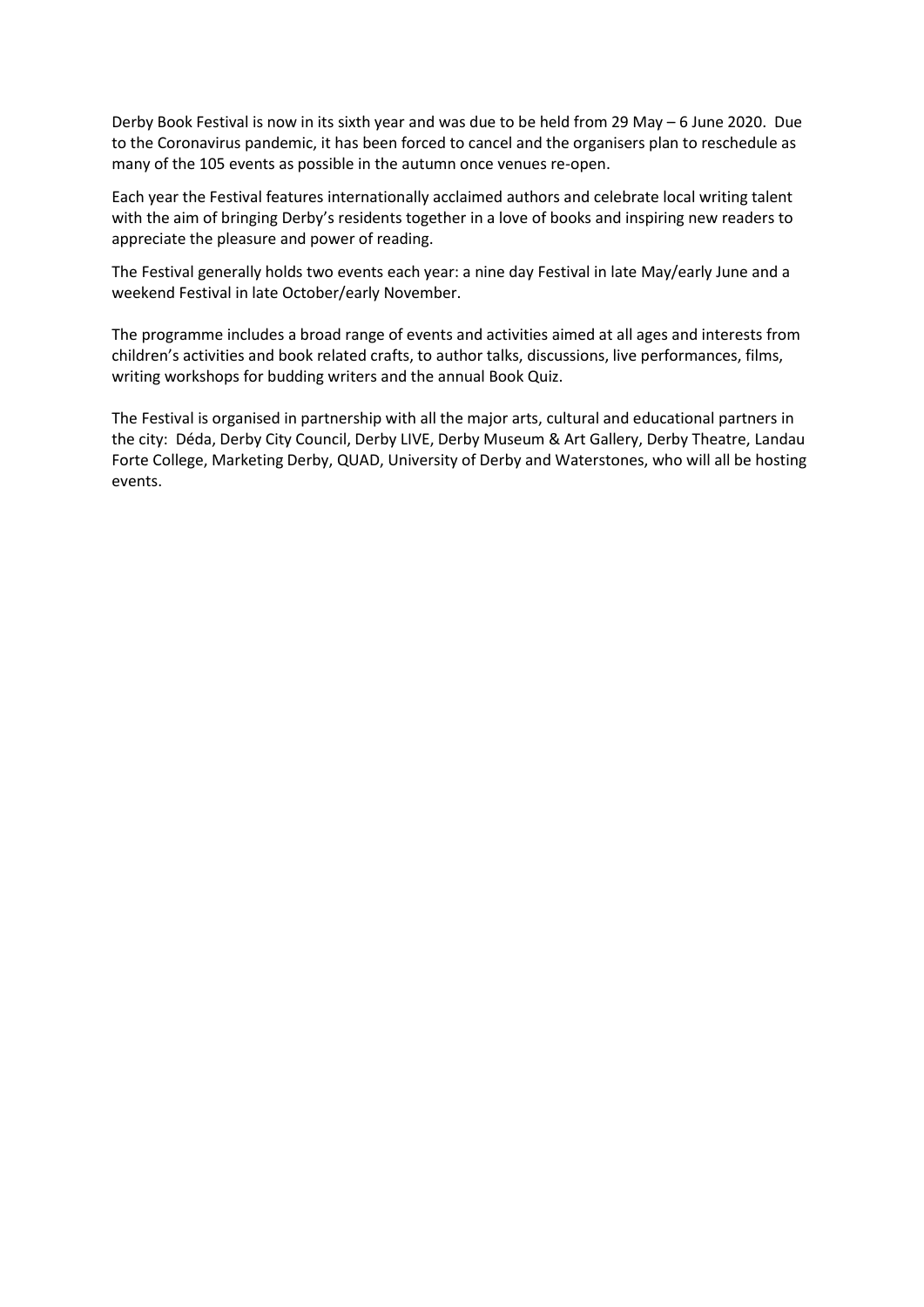Derby Book Festival is now in its sixth year and was due to be held from 29 May – 6 June 2020. Due to the Coronavirus pandemic, it has been forced to cancel and the organisers plan to reschedule as many of the 105 events as possible in the autumn once venues re-open.

Each year the Festival features internationally acclaimed authors and celebrate local writing talent with the aim of bringing Derby's residents together in a love of books and inspiring new readers to appreciate the pleasure and power of reading.

The Festival generally holds two events each year: a nine day Festival in late May/early June and a weekend Festival in late October/early November.

The programme includes a broad range of events and activities aimed at all ages and interests from children's activities and book related crafts, to author talks, discussions, live performances, films, writing workshops for budding writers and the annual Book Quiz.

The Festival is organised in partnership with all the major arts, cultural and educational partners in the city: Déda, Derby City Council, Derby LIVE, Derby Museum & Art Gallery, Derby Theatre, Landau Forte College, Marketing Derby, QUAD, University of Derby and Waterstones, who will all be hosting events.